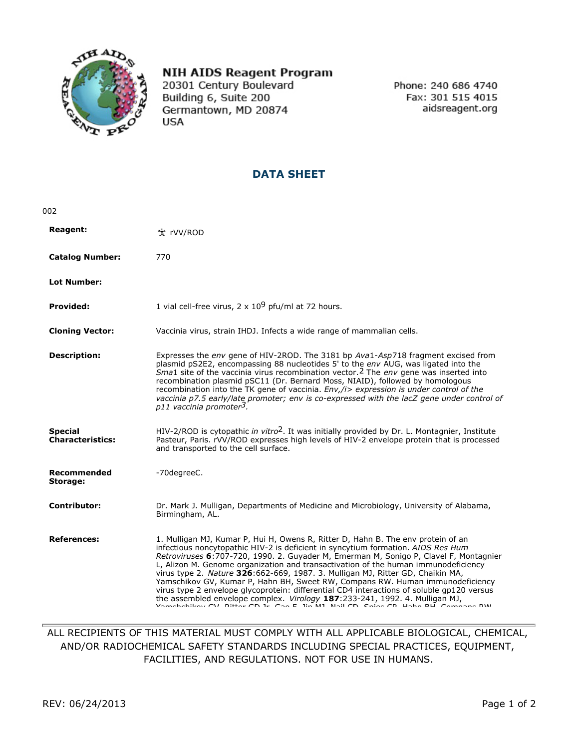**NIH AIDS Reagent Program**
20301 Century Boulevard
Building 6, Suite 200
Germantown, MD 20874
USA

Phone: 240 686 4740
Fax: 301 515 4015
aidsreagent.org

## DATA SHEET

002

| | |
|---|---|
| **Reagent:** | rVV/ROD |
| **Catalog Number:** | 770 |
| **Lot Number:** | |
| **Provided:** | 1 vial cell-free virus, $2 \times 10^9$ pfu/ml at 72 hours. |
| **Cloning Vector:** | Vaccinia virus, strain IHDJ. Infects a wide range of mammalian cells. |
| **Description:** | Expresses the *env* gene of HIV-2ROD. The 3181 bp *Ava*1-*Asp*718 fragment excised from plasmid pS2E2, encompassing 88 nucleotides 5' to the *env* AUG, was ligated into the *Sma*1 site of the vaccinia virus recombination vector.[2] The *env* gene was inserted into recombination plasmid pSC11 (Dr. Bernard Moss, NIAID), followed by homologous recombination into the TK gene of vaccinia. *Env,/i> expression is under control of the vaccinia p7.5 early/late promoter; env is co-expressed with the lacZ gene under control of p11 vaccinia promoter[3].* |
| **Special Characteristics:** | HIV-2/ROD is cytopathic *in vitro*[2]. It was initially provided by Dr. L. Montagnier, Institute Pasteur, Paris. rVV/ROD expresses high levels of HIV-2 envelope protein that is processed and transported to the cell surface. |
| **Recommended Storage:** | -70degreeC. |
| **Contributor:** | Dr. Mark J. Mulligan, Departments of Medicine and Microbiology, University of Alabama, Birmingham, AL. |
| **References:** | 1. Mulligan MJ, Kumar P, Hui H, Owens R, Ritter D, Hahn B. The env protein of an infectious noncytopathic HIV-2 is deficient in syncytium formation. *AIDS Res Hum Retroviruses* **6**:707-720, 1990. 2. Guyader M, Emerman M, Sonigo P, Clavel F, Montagnier L, Alizon M. Genome organization and transactivation of the human immunodeficiency virus type 2. *Nature* **326**:662-669, 1987. 3. Mulligan MJ, Ritter GD, Chaikin MA, Yamschikov GV, Kumar P, Hahn BH, Sweet RW, Compans RW. Human immunodeficiency virus type 2 envelope glycoprotein: differential CD4 interactions of soluble gp120 versus the assembled envelope complex. *Virology* **187**:233-241, 1992. 4. Mulligan MJ, Yamshchikov GV, Ritter GD Jr, Gao F, Jin MJ, Nail CD, Spies CP, Hahn BH, Compans RW |

ALL RECIPIENTS OF THIS MATERIAL MUST COMPLY WITH ALL APPLICABLE BIOLOGICAL, CHEMICAL, AND/OR RADIOCHEMICAL SAFETY STANDARDS INCLUDING SPECIAL PRACTICES, EQUIPMENT, FACILITIES, AND REGULATIONS. NOT FOR USE IN HUMANS.

REV: 06/24/2013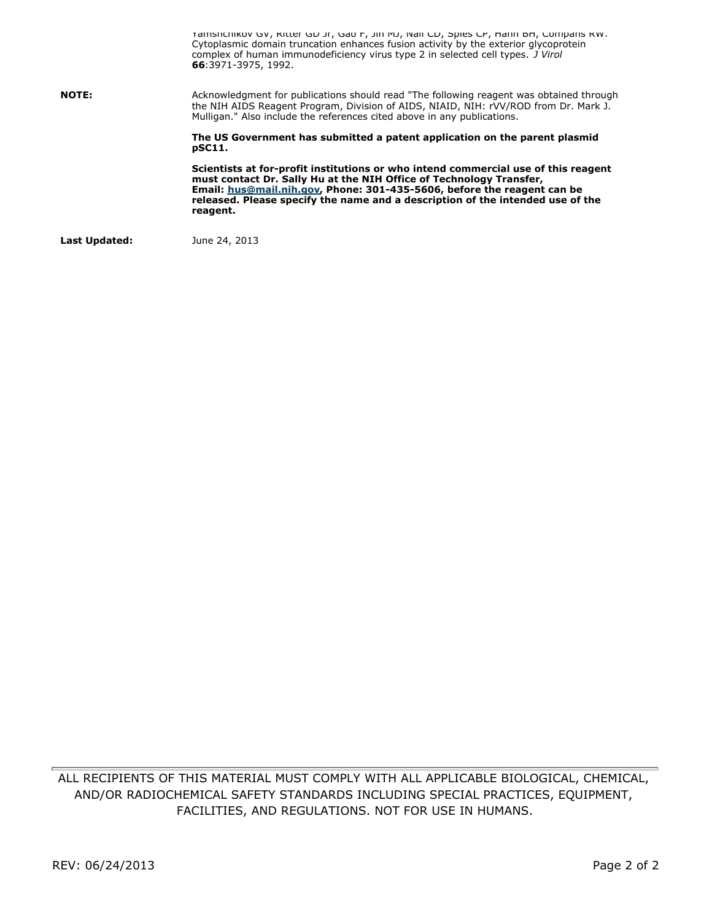Yamshchikov GV, Ritter GD Jr, Gao F, Jin MJ, Nail CD, Spies CP, Hahn BH, Compans RW. Cytoplasmic domain truncation enhances fusion activity by the exterior glycoprotein complex of human immunodeficiency virus type 2 in selected cell types. *J Virol* **66**:3971-3975, 1992.

**NOTE:** Acknowledgment for publications should read "The following reagent was obtained through the NIH AIDS Reagent Program, Division of AIDS, NIAID, NIH: rVV/ROD from Dr. Mark J. Mulligan." Also include the references cited above in any publications.

**The US Government has submitted a patent application on the parent plasmid pSC11.**

**Scientists at for-profit institutions or who intend commercial use of this reagent must contact Dr. Sally Hu at the NIH Office of Technology Transfer, Email: hus@mail.nih.gov, Phone: 301-435-5606, before the reagent can be released. Please specify the name and a description of the intended use of the reagent.**

**Last Updated:** June 24, 2013

ALL RECIPIENTS OF THIS MATERIAL MUST COMPLY WITH ALL APPLICABLE BIOLOGICAL, CHEMICAL, AND/OR RADIOCHEMICAL SAFETY STANDARDS INCLUDING SPECIAL PRACTICES, EQUIPMENT, FACILITIES, AND REGULATIONS. NOT FOR USE IN HUMANS.